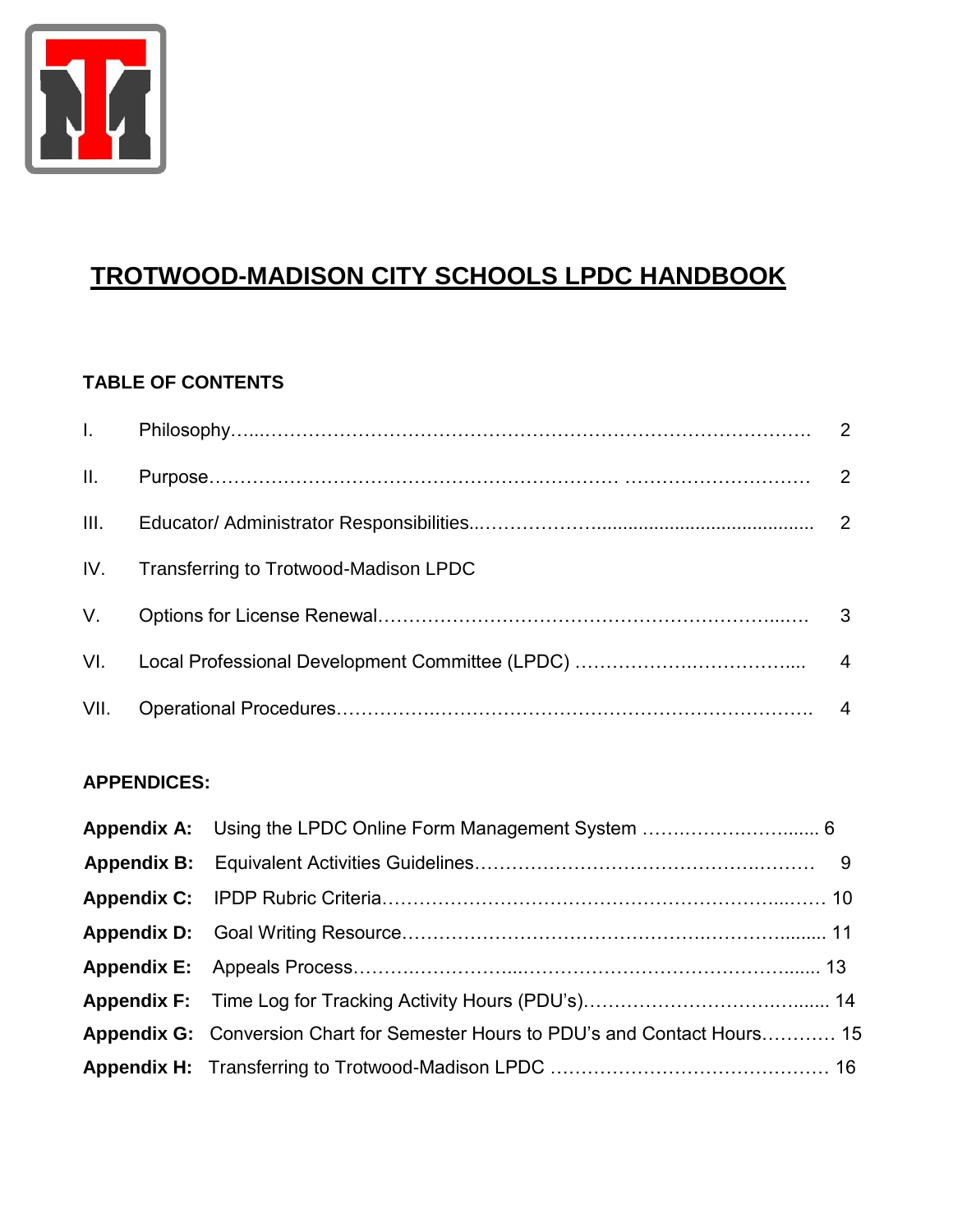# TROTWOOD-MADISON CITY SCHOOLS LPDC HANDBOOK

## TABLE OF CONTENTS

| | | |
|---|---|---|
| I. | Philosophy | 2 |
| II. | Purpose | 2 |
| III. | Educator/ Administrator Responsibilities | 2 |
| IV. | Transferring to Trotwood-Madison LPDC | |
| V. | Options for License Renewal | 3 |
| VI. | Local Professional Development Committee (LPDC) | 4 |
| VII. | Operational Procedures | 4 |

## APPENDICES:

| | | |
|---|---|---|
| **Appendix A:** | Using the LPDC Online Form Management System | 6 |
| **Appendix B:** | Equivalent Activities Guidelines | 9 |
| **Appendix C:** | IPDP Rubric Criteria | 10 |
| **Appendix D:** | Goal Writing Resource | 11 |
| **Appendix E:** | Appeals Process | 13 |
| **Appendix F:** | Time Log for Tracking Activity Hours (PDU's) | 14 |
| **Appendix G:** | Conversion Chart for Semester Hours to PDU's and Contact Hours | 15 |
| **Appendix H:** | Transferring to Trotwood-Madison LPDC | 16 |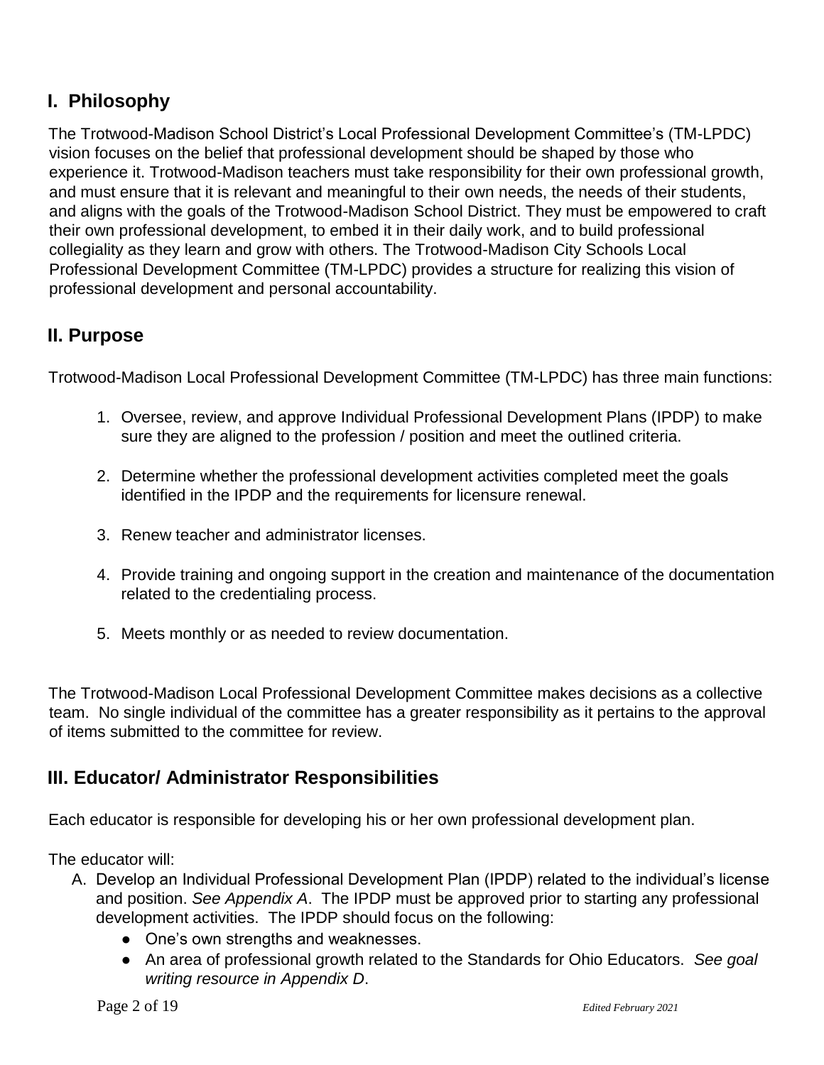## I. Philosophy

The Trotwood-Madison School District's Local Professional Development Committee's (TM-LPDC) vision focuses on the belief that professional development should be shaped by those who experience it. Trotwood-Madison teachers must take responsibility for their own professional growth, and must ensure that it is relevant and meaningful to their own needs, the needs of their students, and aligns with the goals of the Trotwood-Madison School District. They must be empowered to craft their own professional development, to embed it in their daily work, and to build professional collegiality as they learn and grow with others. The Trotwood-Madison City Schools Local Professional Development Committee (TM-LPDC) provides a structure for realizing this vision of professional development and personal accountability.

## II. Purpose

Trotwood-Madison Local Professional Development Committee (TM-LPDC) has three main functions:

1. Oversee, review, and approve Individual Professional Development Plans (IPDP) to make sure they are aligned to the profession / position and meet the outlined criteria.
2. Determine whether the professional development activities completed meet the goals identified in the IPDP and the requirements for licensure renewal.
3. Renew teacher and administrator licenses.
4. Provide training and ongoing support in the creation and maintenance of the documentation related to the credentialing process.
5. Meets monthly or as needed to review documentation.

The Trotwood-Madison Local Professional Development Committee makes decisions as a collective team. No single individual of the committee has a greater responsibility as it pertains to the approval of items submitted to the committee for review.

## III. Educator/ Administrator Responsibilities

Each educator is responsible for developing his or her own professional development plan.

The educator will:

A. Develop an Individual Professional Development Plan (IPDP) related to the individual's license and position. *See Appendix A*. The IPDP must be approved prior to starting any professional development activities. The IPDP should focus on the following:
   - One's own strengths and weaknesses.
   - An area of professional growth related to the Standards for Ohio Educators. *See goal writing resource in Appendix D*.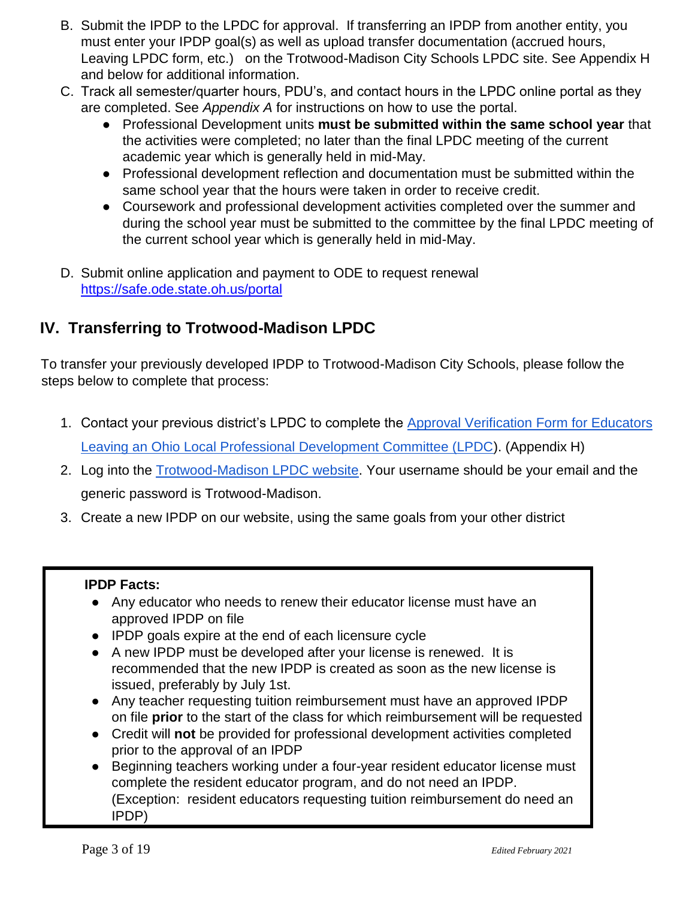B. Submit the IPDP to the LPDC for approval. If transferring an IPDP from another entity, you must enter your IPDP goal(s) as well as upload transfer documentation (accrued hours, Leaving LPDC form, etc.) on the Trotwood-Madison City Schools LPDC site. See Appendix H and below for additional information.

C. Track all semester/quarter hours, PDU's, and contact hours in the LPDC online portal as they are completed. See *Appendix A* for instructions on how to use the portal.
   - Professional Development units **must be submitted within the same school year** that the activities were completed; no later than the final LPDC meeting of the current academic year which is generally held in mid-May.
   - Professional development reflection and documentation must be submitted within the same school year that the hours were taken in order to receive credit.
   - Coursework and professional development activities completed over the summer and during the school year must be submitted to the committee by the final LPDC meeting of the current school year which is generally held in mid-May.

D. Submit online application and payment to ODE to request renewal https://safe.ode.state.oh.us/portal

## IV. Transferring to Trotwood-Madison LPDC

To transfer your previously developed IPDP to Trotwood-Madison City Schools, please follow the steps below to complete that process:

1. Contact your previous district's LPDC to complete the Approval Verification Form for Educators Leaving an Ohio Local Professional Development Committee (LPDC). (Appendix H)
2. Log into the Trotwood-Madison LPDC website. Your username should be your email and the generic password is Trotwood-Madison.
3. Create a new IPDP on our website, using the same goals from your other district

**IPDP Facts:**

- Any educator who needs to renew their educator license must have an approved IPDP on file
- IPDP goals expire at the end of each licensure cycle
- A new IPDP must be developed after your license is renewed. It is recommended that the new IPDP is created as soon as the new license is issued, preferably by July 1st.
- Any teacher requesting tuition reimbursement must have an approved IPDP on file **prior** to the start of the class for which reimbursement will be requested
- Credit will **not** be provided for professional development activities completed prior to the approval of an IPDP
- Beginning teachers working under a four-year resident educator license must complete the resident educator program, and do not need an IPDP. (Exception: resident educators requesting tuition reimbursement do need an IPDP)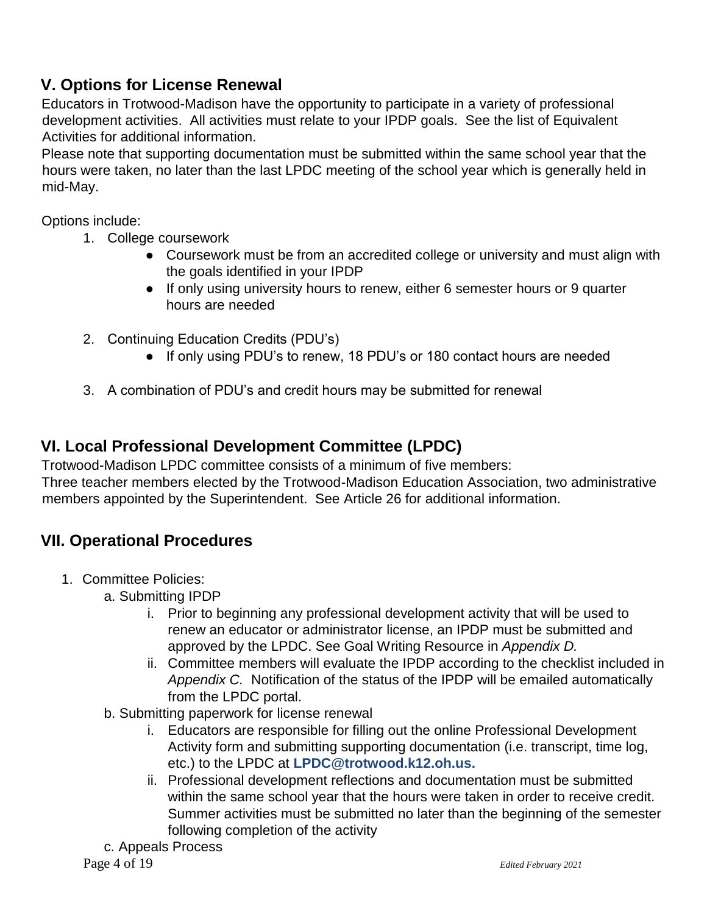## V. Options for License Renewal

Educators in Trotwood-Madison have the opportunity to participate in a variety of professional development activities. All activities must relate to your IPDP goals. See the list of Equivalent Activities for additional information.

Please note that supporting documentation must be submitted within the same school year that the hours were taken, no later than the last LPDC meeting of the school year which is generally held in mid-May.

Options include:

1. College coursework
    - Coursework must be from an accredited college or university and must align with the goals identified in your IPDP
    - If only using university hours to renew, either 6 semester hours or 9 quarter hours are needed
2. Continuing Education Credits (PDU's)
    - If only using PDU's to renew, 18 PDU's or 180 contact hours are needed
3. A combination of PDU's and credit hours may be submitted for renewal

## VI. Local Professional Development Committee (LPDC)

Trotwood-Madison LPDC committee consists of a minimum of five members:
Three teacher members elected by the Trotwood-Madison Education Association, two administrative members appointed by the Superintendent. See Article 26 for additional information.

## VII. Operational Procedures

1. Committee Policies:
    a. Submitting IPDP
        i. Prior to beginning any professional development activity that will be used to renew an educator or administrator license, an IPDP must be submitted and approved by the LPDC. See Goal Writing Resource in *Appendix D.*
        ii. Committee members will evaluate the IPDP according to the checklist included in *Appendix C.* Notification of the status of the IPDP will be emailed automatically from the LPDC portal.

    b. Submitting paperwork for license renewal
        i. Educators are responsible for filling out the online Professional Development Activity form and submitting supporting documentation (i.e. transcript, time log, etc.) to the LPDC at **LPDC@trotwood.k12.oh.us.**
        ii. Professional development reflections and documentation must be submitted within the same school year that the hours were taken in order to receive credit. Summer activities must be submitted no later than the beginning of the semester following completion of the activity

    c. Appeals Process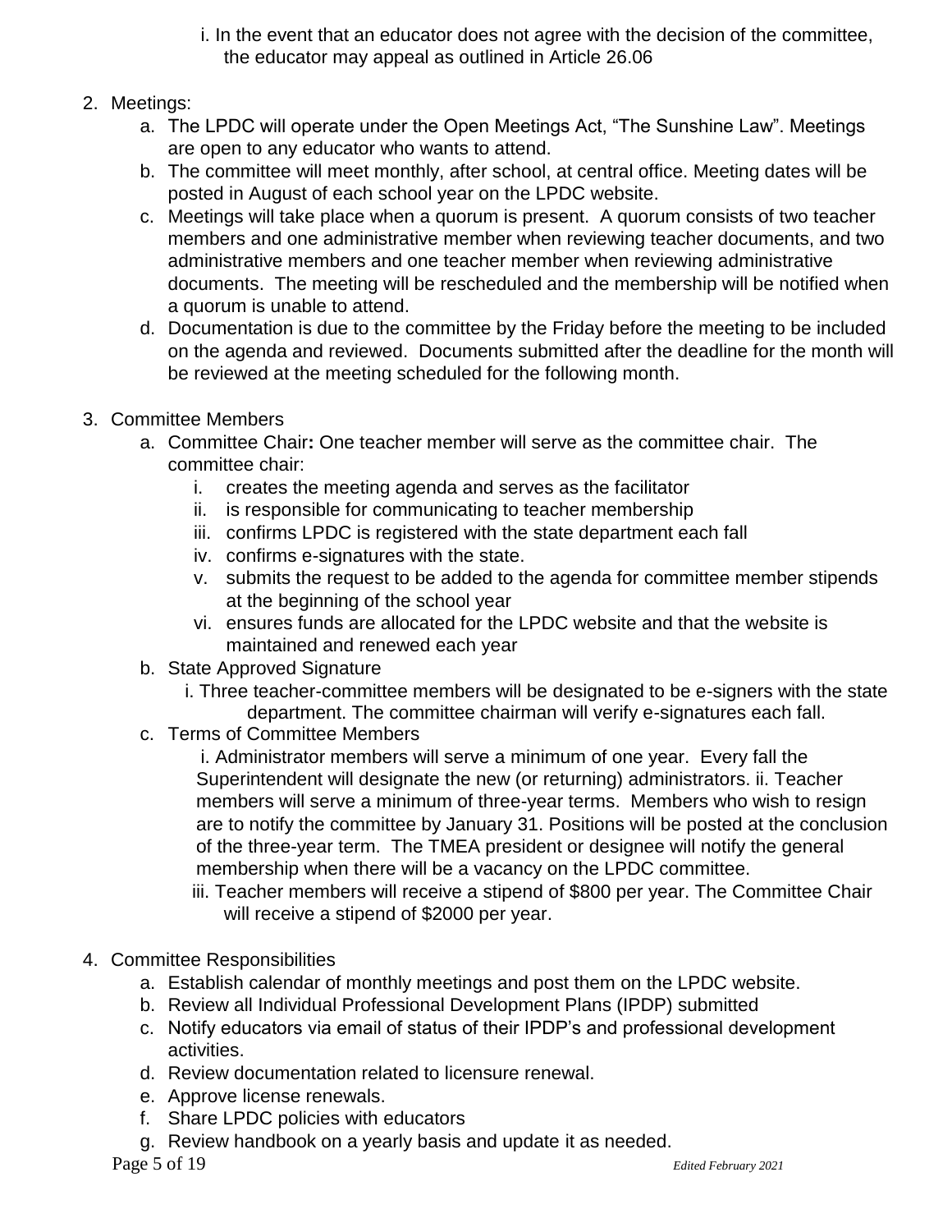i. In the event that an educator does not agree with the decision of the committee, the educator may appeal as outlined in Article 26.06

2. Meetings:
   a. The LPDC will operate under the Open Meetings Act, "The Sunshine Law". Meetings are open to any educator who wants to attend.
   b. The committee will meet monthly, after school, at central office. Meeting dates will be posted in August of each school year on the LPDC website.
   c. Meetings will take place when a quorum is present. A quorum consists of two teacher members and one administrative member when reviewing teacher documents, and two administrative members and one teacher member when reviewing administrative documents. The meeting will be rescheduled and the membership will be notified when a quorum is unable to attend.
   d. Documentation is due to the committee by the Friday before the meeting to be included on the agenda and reviewed. Documents submitted after the deadline for the month will be reviewed at the meeting scheduled for the following month.

3. Committee Members
   a. Committee Chair**:** One teacher member will serve as the committee chair. The committee chair:
      i. creates the meeting agenda and serves as the facilitator
      ii. is responsible for communicating to teacher membership
      iii. confirms LPDC is registered with the state department each fall
      iv. confirms e-signatures with the state.
      v. submits the request to be added to the agenda for committee member stipends at the beginning of the school year
      vi. ensures funds are allocated for the LPDC website and that the website is maintained and renewed each year
   b. State Approved Signature
      i. Three teacher-committee members will be designated to be e-signers with the state department. The committee chairman will verify e-signatures each fall.
   c. Terms of Committee Members
      i. Administrator members will serve a minimum of one year. Every fall the Superintendent will designate the new (or returning) administrators. ii. Teacher members will serve a minimum of three-year terms. Members who wish to resign are to notify the committee by January 31. Positions will be posted at the conclusion of the three-year term. The TMEA president or designee will notify the general membership when there will be a vacancy on the LPDC committee.
      iii. Teacher members will receive a stipend of $800 per year. The Committee Chair will receive a stipend of $2000 per year.

4. Committee Responsibilities
   a. Establish calendar of monthly meetings and post them on the LPDC website.
   b. Review all Individual Professional Development Plans (IPDP) submitted
   c. Notify educators via email of status of their IPDP's and professional development activities.
   d. Review documentation related to licensure renewal.
   e. Approve license renewals.
   f. Share LPDC policies with educators
   g. Review handbook on a yearly basis and update it as needed.

*Edited February 2021*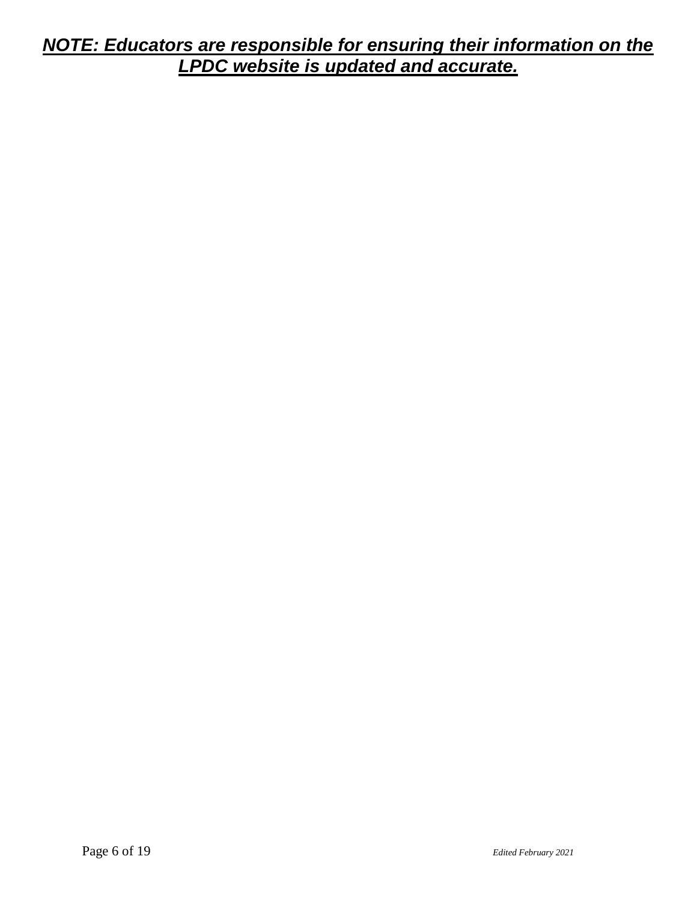***NOTE: Educators are responsible for ensuring their information on the LPDC website is updated and accurate.***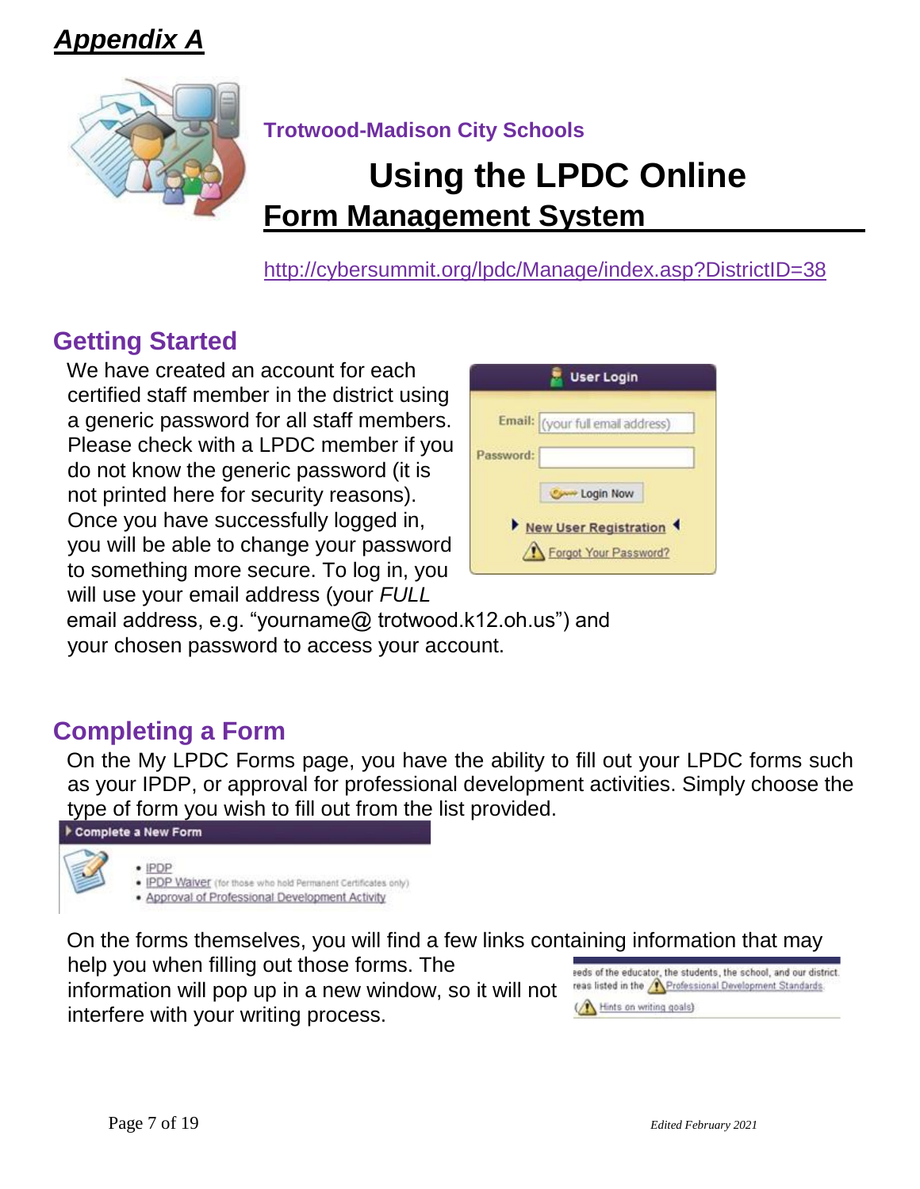# *Appendix A*

**Trotwood-Madison City Schools**

# Using the LPDC Online Form Management System

http://cybersummit.org/lpdc/Manage/index.asp?DistrictID=38

## Getting Started

We have created an account for each certified staff member in the district using a generic password for all staff members. Please check with a LPDC member if you do not know the generic password (it is not printed here for security reasons). Once you have successfully logged in, you will be able to change your password to something more secure. To log in, you will use your email address (your *FULL* email address, e.g. "yourname@ trotwood.k12.oh.us") and your chosen password to access your account.

## Completing a Form

On the My LPDC Forms page, you have the ability to fill out your LPDC forms such as your IPDP, or approval for professional development activities. Simply choose the type of form you wish to fill out from the list provided.

On the forms themselves, you will find a few links containing information that may help you when filling out those forms. The information will pop up in a new window, so it will not interfere with your writing process.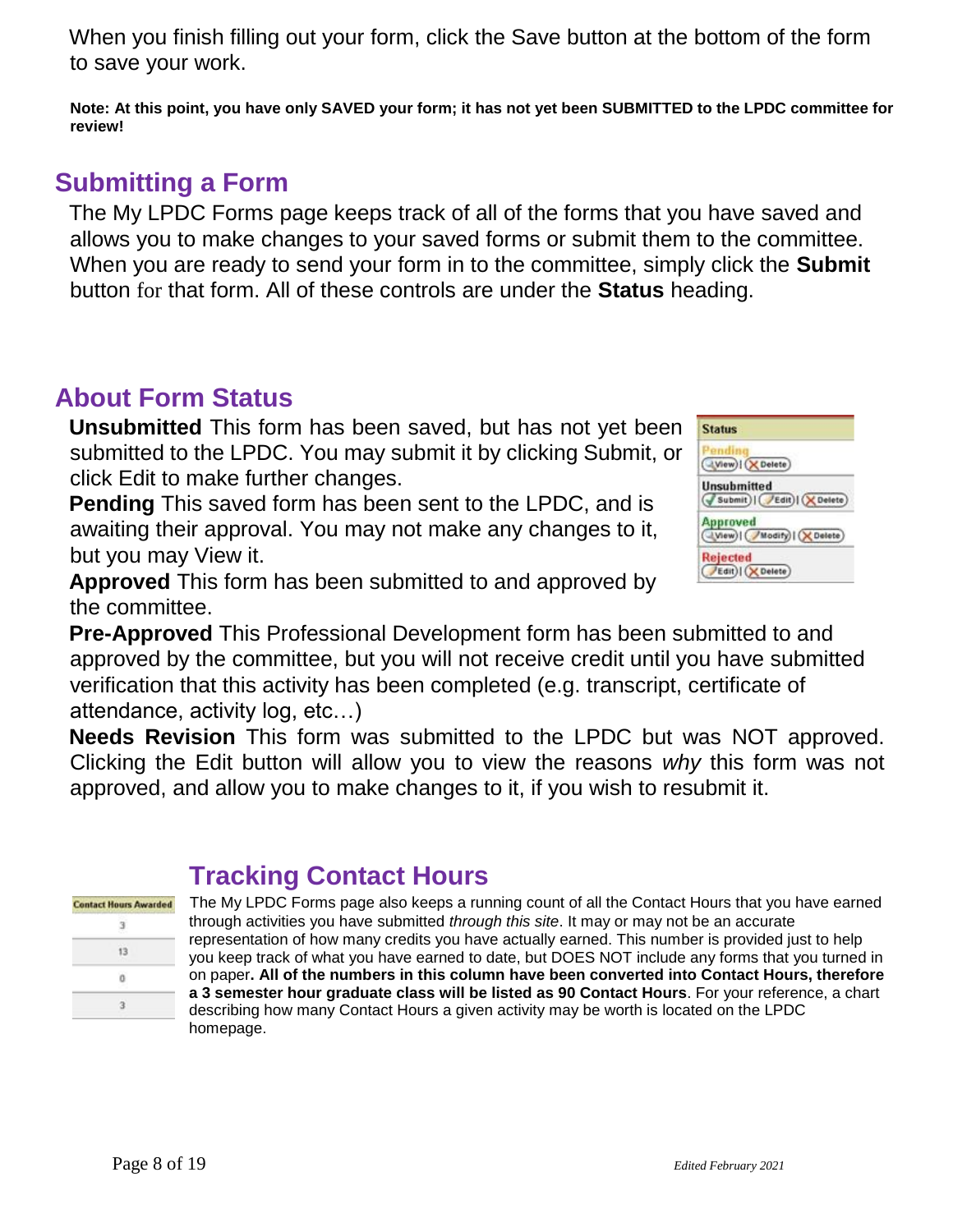When you finish filling out your form, click the Save button at the bottom of the form to save your work.

**Note: At this point, you have only SAVED your form; it has not yet been SUBMITTED to the LPDC committee for review!**

## Submitting a Form

The My LPDC Forms page keeps track of all of the forms that you have saved and allows you to make changes to your saved forms or submit them to the committee. When you are ready to send your form in to the committee, simply click the **Submit** button for that form. All of these controls are under the **Status** heading.

## About Form Status

**Unsubmitted** This form has been saved, but has not yet been submitted to the LPDC. You may submit it by clicking Submit, or click Edit to make further changes.

**Pending** This saved form has been sent to the LPDC, and is awaiting their approval. You may not make any changes to it, but you may View it.

**Approved** This form has been submitted to and approved by the committee.

**Pre-Approved** This Professional Development form has been submitted to and approved by the committee, but you will not receive credit until you have submitted verification that this activity has been completed (e.g. transcript, certificate of attendance, activity log, etc…)

**Needs Revision** This form was submitted to the LPDC but was NOT approved. Clicking the Edit button will allow you to view the reasons *why* this form was not approved, and allow you to make changes to it, if you wish to resubmit it.

## Tracking Contact Hours

The My LPDC Forms page also keeps a running count of all the Contact Hours that you have earned through activities you have submitted *through this site*. It may or may not be an accurate representation of how many credits you have actually earned. This number is provided just to help you keep track of what you have earned to date, but DOES NOT include any forms that you turned in on paper**. All of the numbers in this column have been converted into Contact Hours, therefore a 3 semester hour graduate class will be listed as 90 Contact Hours**. For your reference, a chart describing how many Contact Hours a given activity may be worth is located on the LPDC homepage.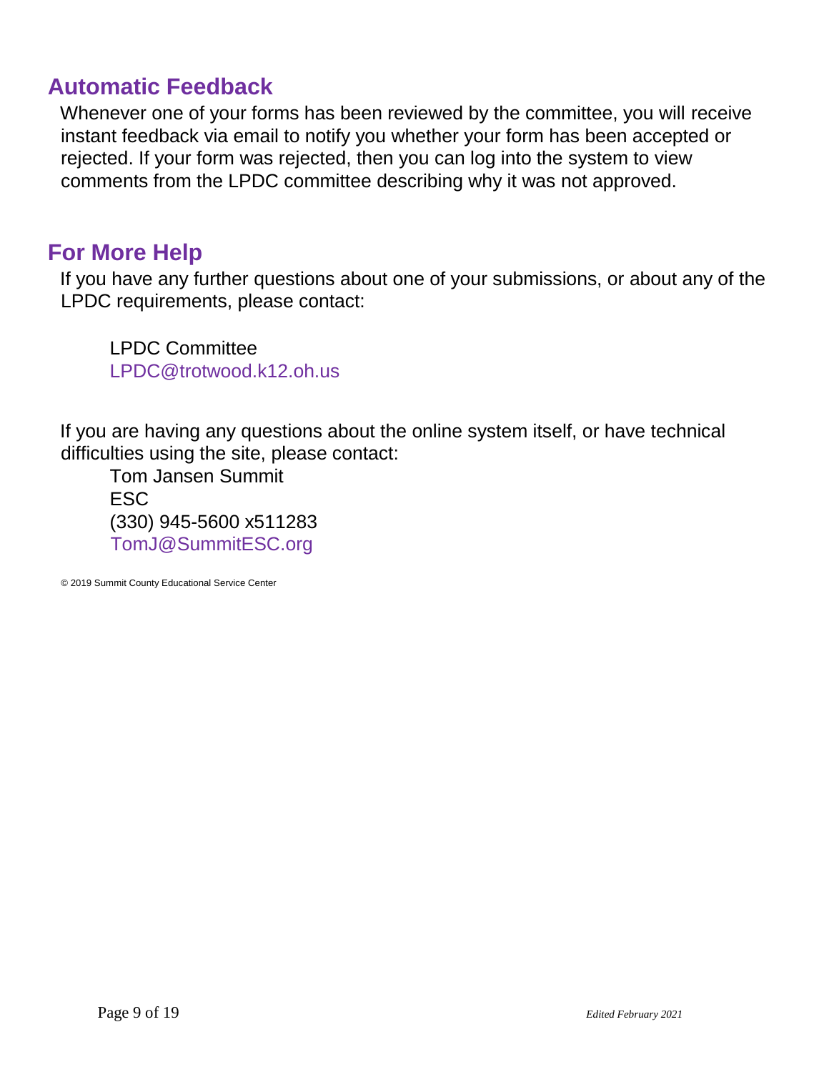## Automatic Feedback

Whenever one of your forms has been reviewed by the committee, you will receive instant feedback via email to notify you whether your form has been accepted or rejected. If your form was rejected, then you can log into the system to view comments from the LPDC committee describing why it was not approved.

## For More Help

If you have any further questions about one of your submissions, or about any of the LPDC requirements, please contact:

LPDC Committee
LPDC@trotwood.k12.oh.us

If you are having any questions about the online system itself, or have technical difficulties using the site, please contact:

Tom Jansen Summit
ESC
(330) 945-5600 x511283
TomJ@SummitESC.org

© 2019 Summit County Educational Service Center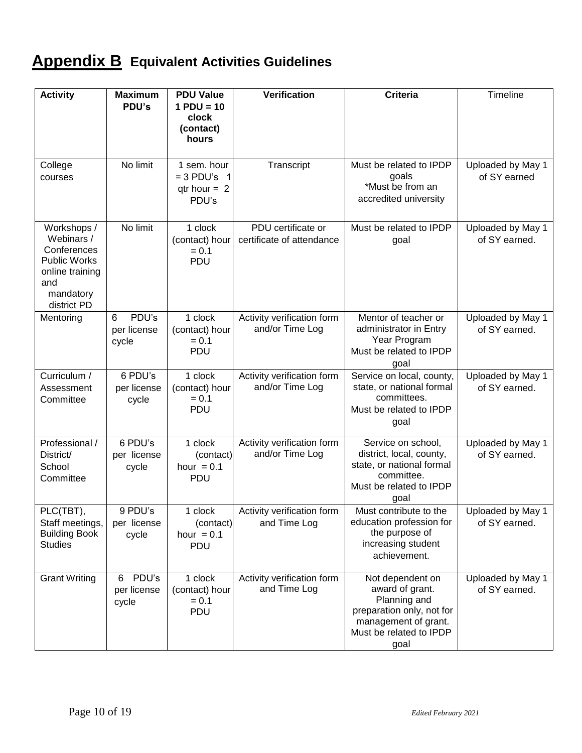# **Appendix B** Equivalent Activities Guidelines

| **Activity** | **Maximum PDU's** | **PDU Value 1 PDU = 10 clock (contact) hours** | **Verification** | **Criteria** | Timeline |
|---|---|---|---|---|---|
| College courses | No limit | 1 sem. hour = 3 PDU's 1 qtr hour = 2 PDU's | Transcript | Must be related to IPDP goals *Must be from an accredited university | Uploaded by May 1 of SY earned |
| Workshops / Webinars / Conferences Public Works online training and mandatory district PD | No limit | 1 clock (contact) hour = 0.1 PDU | PDU certificate or certificate of attendance | Must be related to IPDP goal | Uploaded by May 1 of SY earned. |
| Mentoring | 6 PDU's per license cycle | 1 clock (contact) hour = 0.1 PDU | Activity verification form and/or Time Log | Mentor of teacher or administrator in Entry Year Program Must be related to IPDP goal | Uploaded by May 1 of SY earned. |
| Curriculum / Assessment Committee | 6 PDU's per license cycle | 1 clock (contact) hour = 0.1 PDU | Activity verification form and/or Time Log | Service on local, county, state, or national formal committees. Must be related to IPDP goal | Uploaded by May 1 of SY earned. |
| Professional / District/ School Committee | 6 PDU's per license cycle | 1 clock (contact) hour = 0.1 PDU | Activity verification form and/or Time Log | Service on school, district, local, county, state, or national formal committee. Must be related to IPDP goal | Uploaded by May 1 of SY earned. |
| PLC(TBT), Staff meetings, Building Book Studies | 9 PDU's per license cycle | 1 clock (contact) hour = 0.1 PDU | Activity verification form and Time Log | Must contribute to the education profession for the purpose of increasing student achievement. | Uploaded by May 1 of SY earned. |
| Grant Writing | 6 PDU's per license cycle | 1 clock (contact) hour = 0.1 PDU | Activity verification form and Time Log | Not dependent on award of grant. Planning and preparation only, not for management of grant. Must be related to IPDP goal | Uploaded by May 1 of SY earned. |

*Edited February 2021*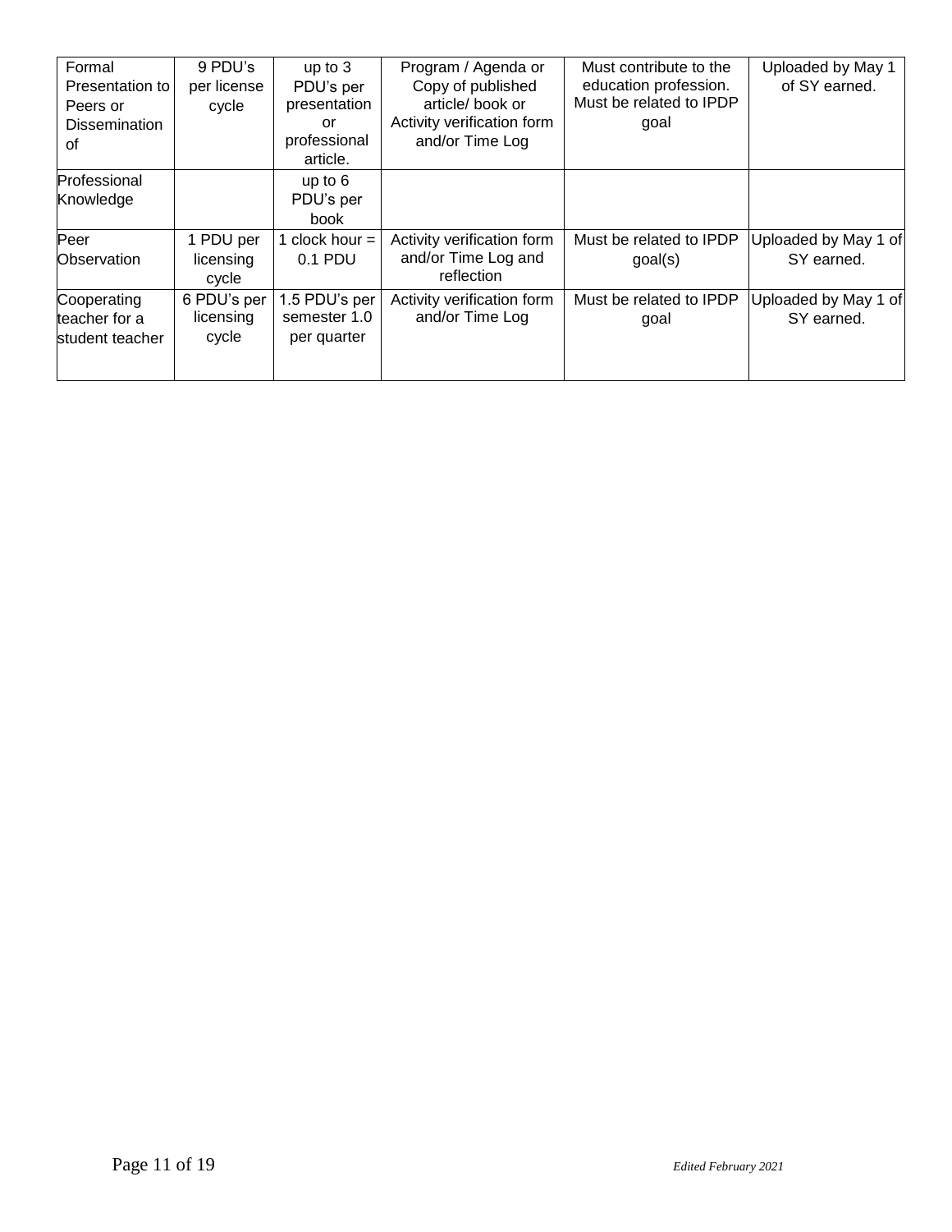| Formal Presentation to Peers or Dissemination of | 9 PDU's per license cycle | up to 3 PDU's per presentation or professional article. | Program / Agenda or Copy of published article/ book or Activity verification form and/or Time Log | Must contribute to the education profession. Must be related to IPDP goal | Uploaded by May 1 of SY earned. |
|---|---|---|---|---|---|
| Professional Knowledge | | up to 6 PDU's per book | | | |
| Peer Observation | 1 PDU per licensing cycle | 1 clock hour = 0.1 PDU | Activity verification form and/or Time Log and reflection | Must be related to IPDP goal(s) | Uploaded by May 1 of SY earned. |
| Cooperating teacher for a student teacher | 6 PDU's per licensing cycle | 1.5 PDU's per semester 1.0 per quarter | Activity verification form and/or Time Log | Must be related to IPDP goal | Uploaded by May 1 of SY earned. |

*Edited February 2021*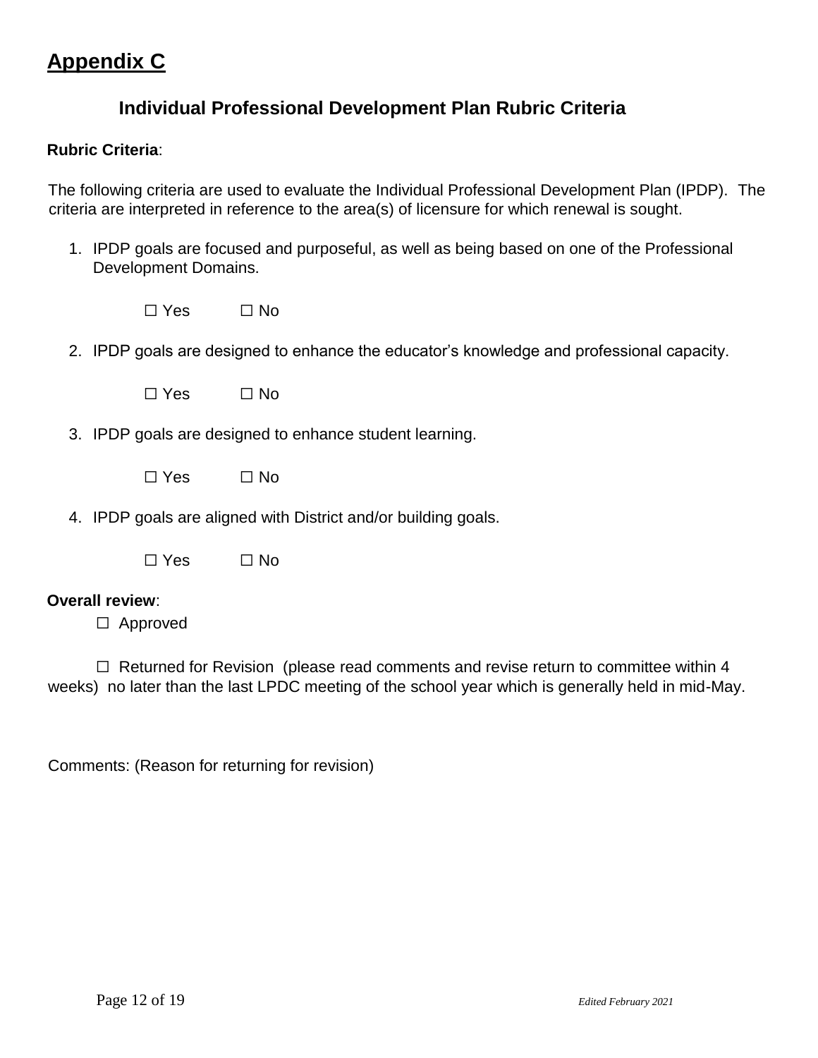# Appendix C

## Individual Professional Development Plan Rubric Criteria

**Rubric Criteria**:

The following criteria are used to evaluate the Individual Professional Development Plan (IPDP). The criteria are interpreted in reference to the area(s) of licensure for which renewal is sought.

1. IPDP goals are focused and purposeful, as well as being based on one of the Professional Development Domains.

   ☐ Yes ☐ No

2. IPDP goals are designed to enhance the educator's knowledge and professional capacity.

   ☐ Yes ☐ No

3. IPDP goals are designed to enhance student learning.

   ☐ Yes ☐ No

4. IPDP goals are aligned with District and/or building goals.

   ☐ Yes ☐ No

**Overall review**:

☐ Approved

☐ Returned for Revision (please read comments and revise return to committee within 4 weeks) no later than the last LPDC meeting of the school year which is generally held in mid-May.

Comments: (Reason for returning for revision)

*Edited February 2021*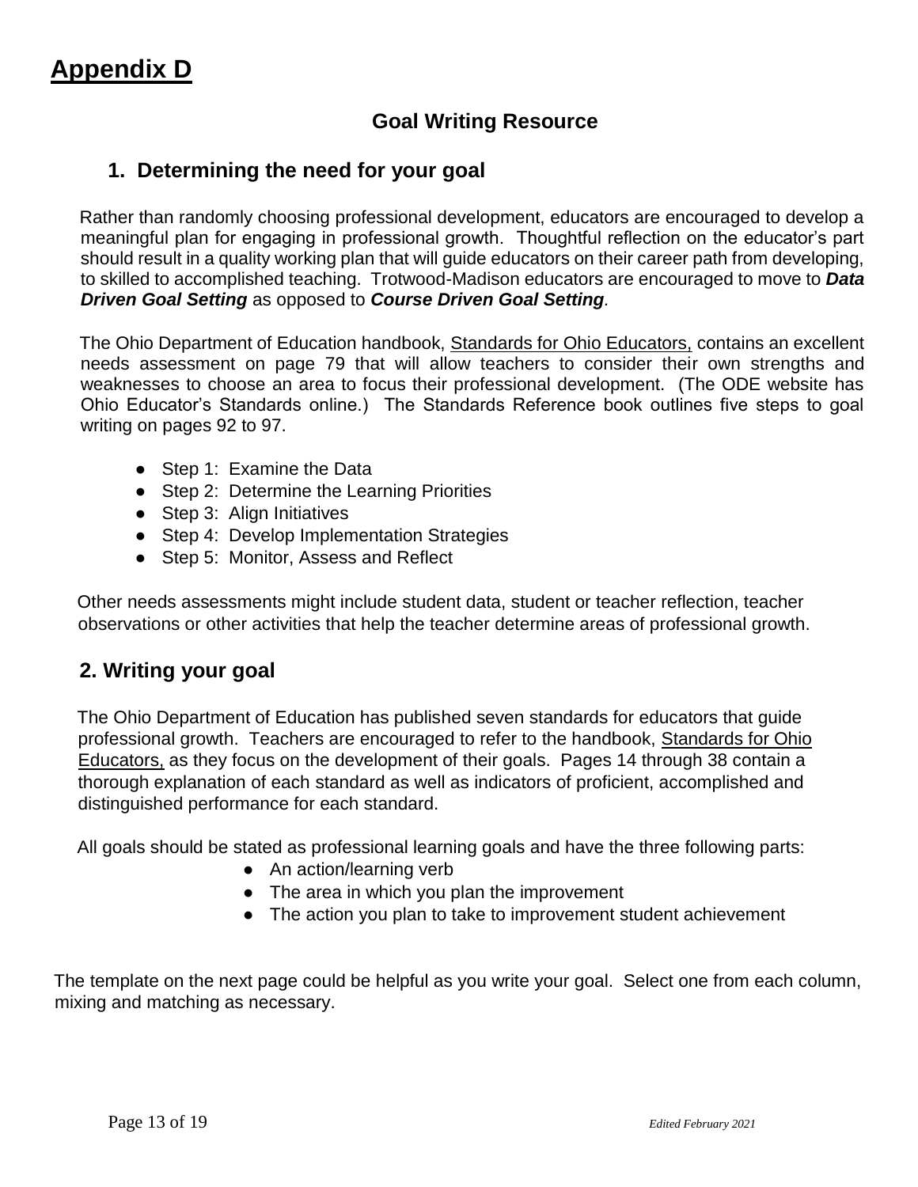# Appendix D

## Goal Writing Resource

### 1. Determining the need for your goal

Rather than randomly choosing professional development, educators are encouraged to develop a meaningful plan for engaging in professional growth. Thoughtful reflection on the educator's part should result in a quality working plan that will guide educators on their career path from developing, to skilled to accomplished teaching. Trotwood-Madison educators are encouraged to move to ***Data Driven Goal Setting*** as opposed to ***Course Driven Goal Setting***.

The Ohio Department of Education handbook, Standards for Ohio Educators, contains an excellent needs assessment on page 79 that will allow teachers to consider their own strengths and weaknesses to choose an area to focus their professional development. (The ODE website has Ohio Educator's Standards online.) The Standards Reference book outlines five steps to goal writing on pages 92 to 97.

- Step 1: Examine the Data
- Step 2: Determine the Learning Priorities
- Step 3: Align Initiatives
- Step 4: Develop Implementation Strategies
- Step 5: Monitor, Assess and Reflect

Other needs assessments might include student data, student or teacher reflection, teacher observations or other activities that help the teacher determine areas of professional growth.

### 2. Writing your goal

The Ohio Department of Education has published seven standards for educators that guide professional growth. Teachers are encouraged to refer to the handbook, Standards for Ohio Educators, as they focus on the development of their goals. Pages 14 through 38 contain a thorough explanation of each standard as well as indicators of proficient, accomplished and distinguished performance for each standard.

All goals should be stated as professional learning goals and have the three following parts:

- An action/learning verb
- The area in which you plan the improvement
- The action you plan to take to improvement student achievement

The template on the next page could be helpful as you write your goal. Select one from each column, mixing and matching as necessary.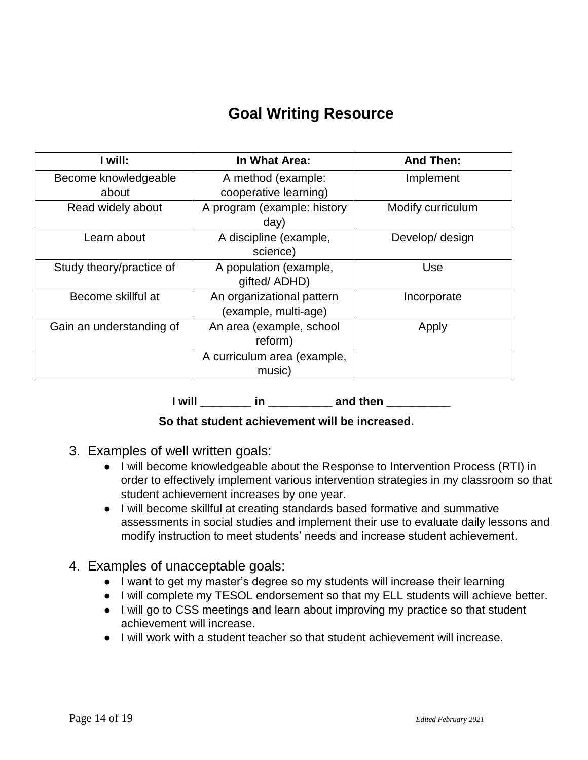# Goal Writing Resource

| I will: | In What Area: | And Then: |
|---|---|---|
| Become knowledgeable about | A method (example: cooperative learning) | Implement |
| Read widely about | A program (example: history day) | Modify curriculum |
| Learn about | A discipline (example, science) | Develop/ design |
| Study theory/practice of | A population (example, gifted/ ADHD) | Use |
| Become skillful at | An organizational pattern (example, multi-age) | Incorporate |
| Gain an understanding of | An area (example, school reform) | Apply |
| | A curriculum area (example, music) | |

**I will ________ in __________ and then __________**

**So that student achievement will be increased.**

3. Examples of well written goals:
   - I will become knowledgeable about the Response to Intervention Process (RTI) in order to effectively implement various intervention strategies in my classroom so that student achievement increases by one year.
   - I will become skillful at creating standards based formative and summative assessments in social studies and implement their use to evaluate daily lessons and modify instruction to meet students' needs and increase student achievement.

4. Examples of unacceptable goals:
   - I want to get my master's degree so my students will increase their learning
   - I will complete my TESOL endorsement so that my ELL students will achieve better.
   - I will go to CSS meetings and learn about improving my practice so that student achievement will increase.
   - I will work with a student teacher so that student achievement will increase.

*Edited February 2021*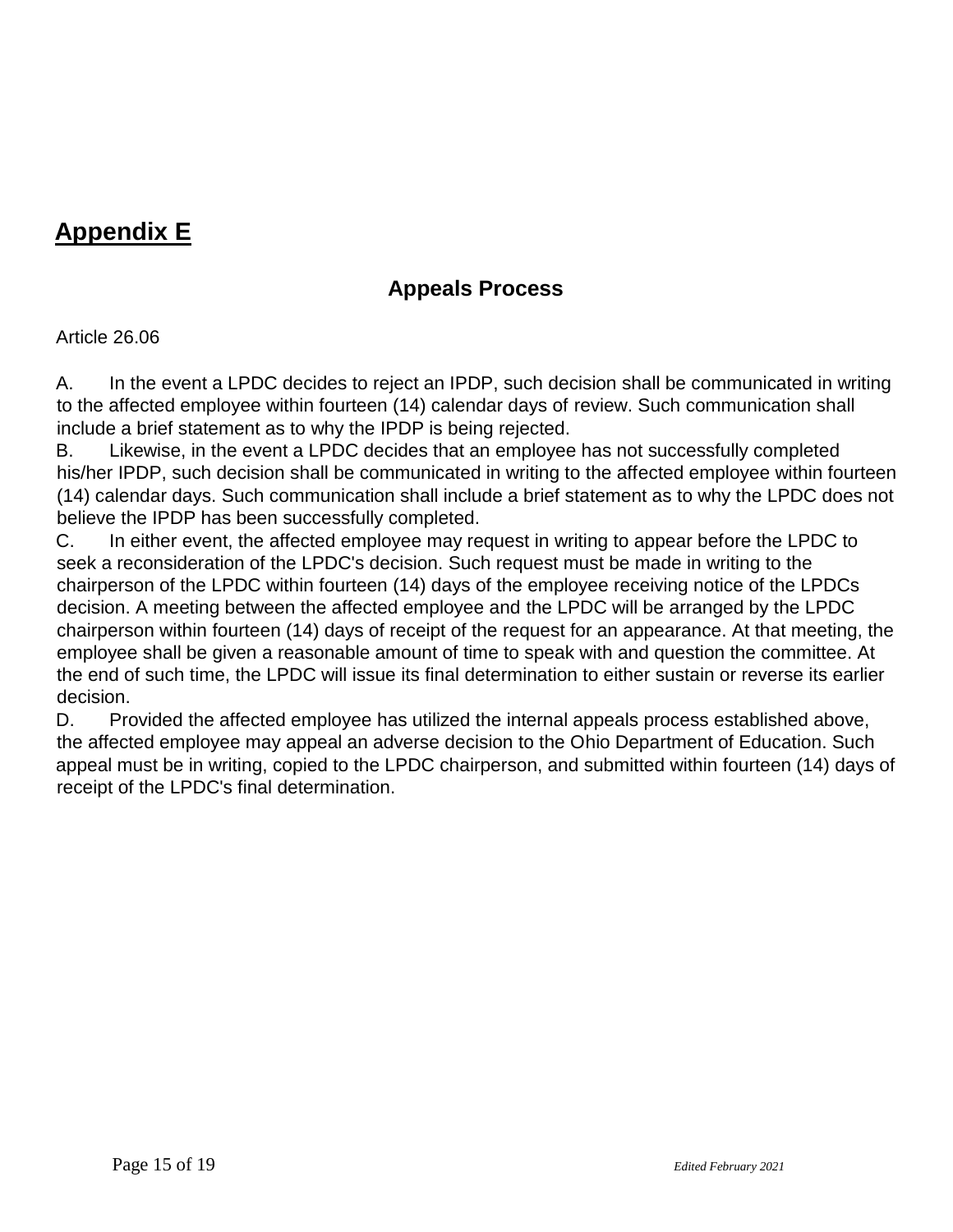# Appendix E

## Appeals Process

Article 26.06

A. In the event a LPDC decides to reject an IPDP, such decision shall be communicated in writing to the affected employee within fourteen (14) calendar days of review. Such communication shall include a brief statement as to why the IPDP is being rejected.

B. Likewise, in the event a LPDC decides that an employee has not successfully completed his/her IPDP, such decision shall be communicated in writing to the affected employee within fourteen (14) calendar days. Such communication shall include a brief statement as to why the LPDC does not believe the IPDP has been successfully completed.

C. In either event, the affected employee may request in writing to appear before the LPDC to seek a reconsideration of the LPDC's decision. Such request must be made in writing to the chairperson of the LPDC within fourteen (14) days of the employee receiving notice of the LPDCs decision. A meeting between the affected employee and the LPDC will be arranged by the LPDC chairperson within fourteen (14) days of receipt of the request for an appearance. At that meeting, the employee shall be given a reasonable amount of time to speak with and question the committee. At the end of such time, the LPDC will issue its final determination to either sustain or reverse its earlier decision.

D. Provided the affected employee has utilized the internal appeals process established above, the affected employee may appeal an adverse decision to the Ohio Department of Education. Such appeal must be in writing, copied to the LPDC chairperson, and submitted within fourteen (14) days of receipt of the LPDC's final determination.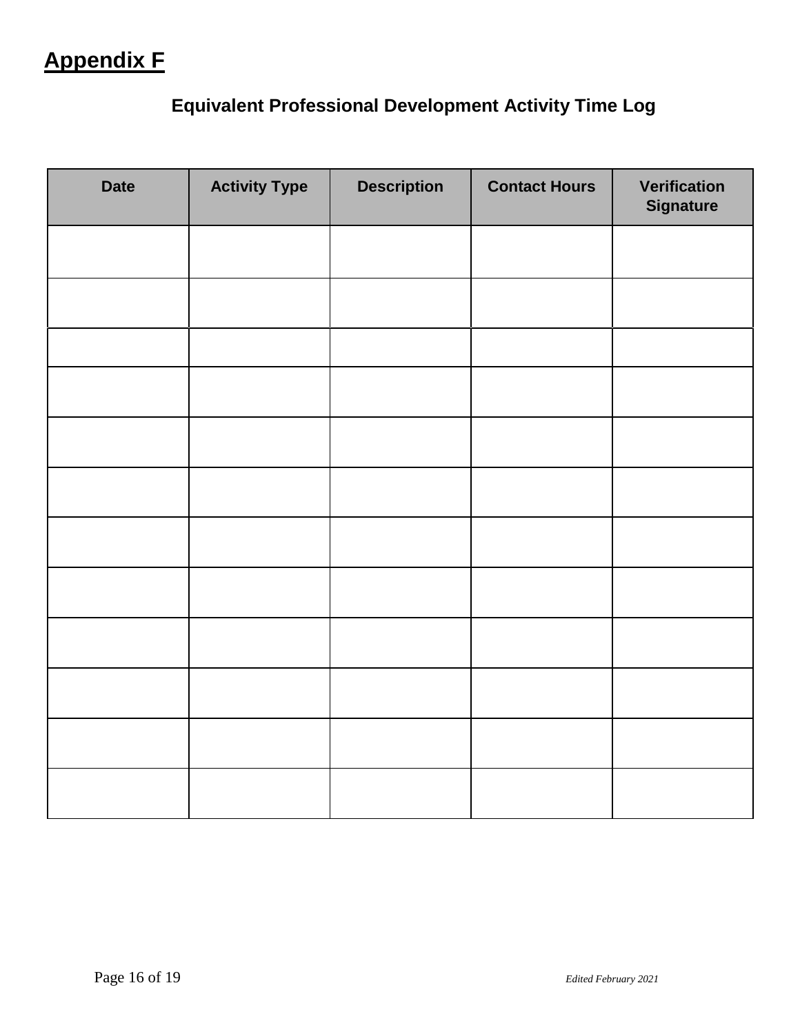# Appendix F

## Equivalent Professional Development Activity Time Log

| Date | Activity Type | Description | Contact Hours | Verification Signature |
|---|---|---|---|---|
| | | | | |
| | | | | |
| | | | | |
| | | | | |
| | | | | |
| | | | | |
| | | | | |
| | | | | |
| | | | | |
| | | | | |
| | | | | |
| | | | | |

*Edited February 2021*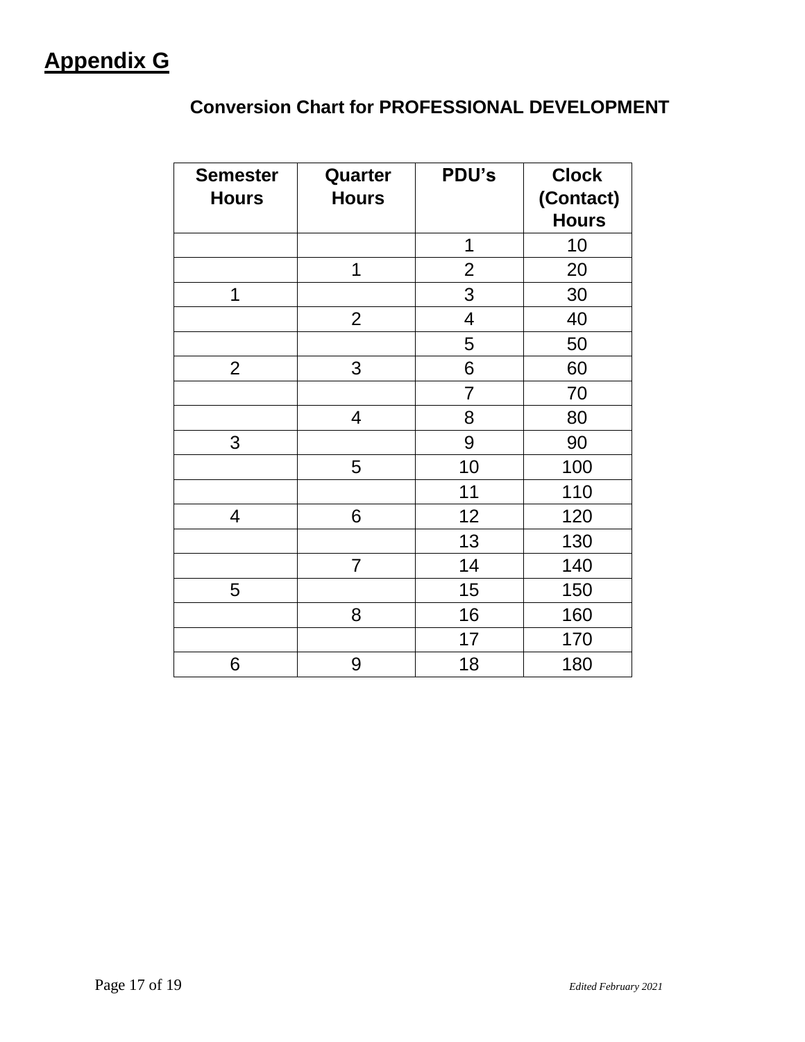# **Appendix G**

## Conversion Chart for PROFESSIONAL DEVELOPMENT

| Semester Hours | Quarter Hours | PDU's | Clock (Contact) Hours |
|---|---|---|---|
| | | 1 | 10 |
| | 1 | 2 | 20 |
| 1 | | 3 | 30 |
| | 2 | 4 | 40 |
| | | 5 | 50 |
| 2 | 3 | 6 | 60 |
| | | 7 | 70 |
| | 4 | 8 | 80 |
| 3 | | 9 | 90 |
| | 5 | 10 | 100 |
| | | 11 | 110 |
| 4 | 6 | 12 | 120 |
| | | 13 | 130 |
| | 7 | 14 | 140 |
| 5 | | 15 | 150 |
| | 8 | 16 | 160 |
| | | 17 | 170 |
| 6 | 9 | 18 | 180 |

*Edited February 2021*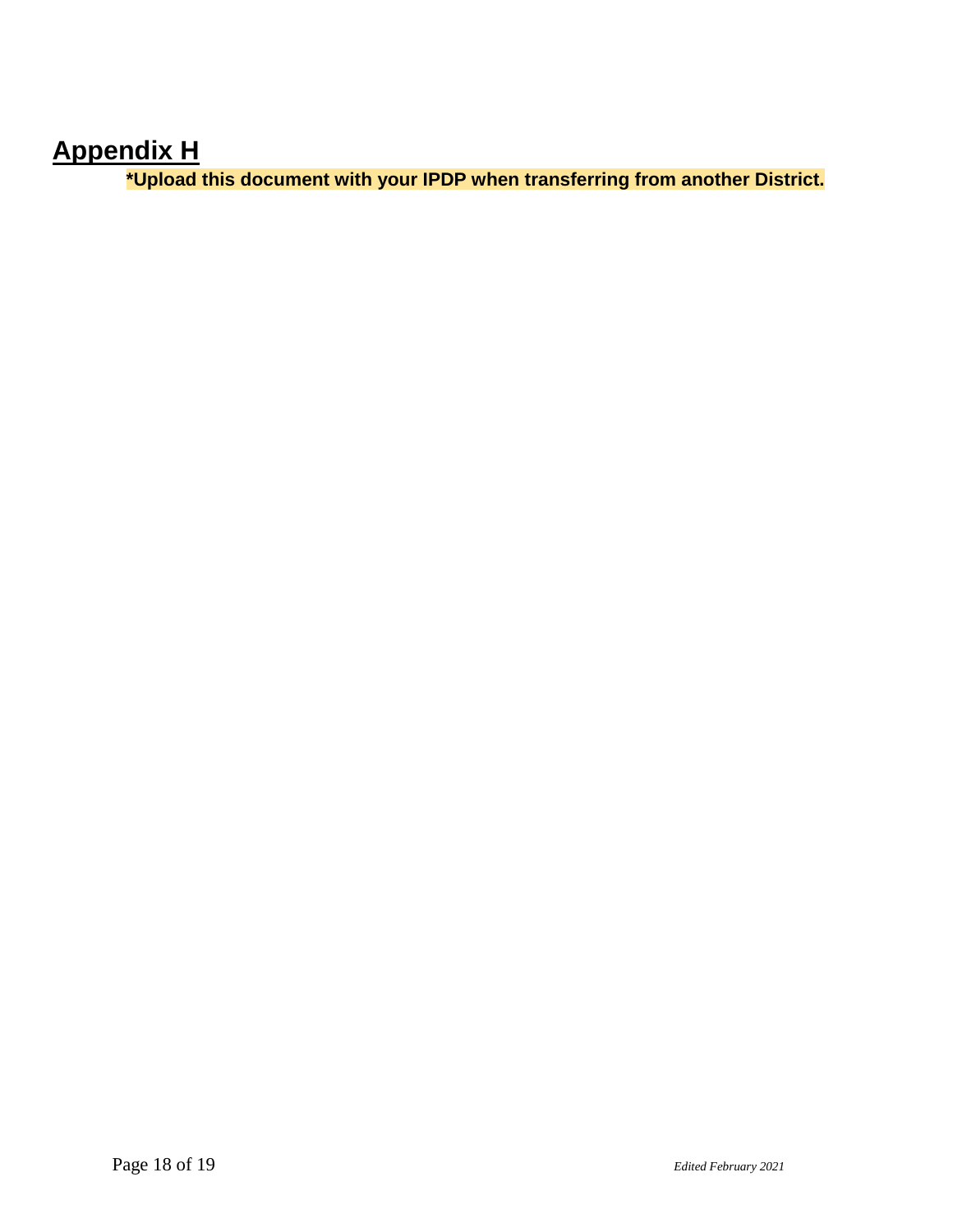# Appendix H

**\*Upload this document with your IPDP when transferring from another District.**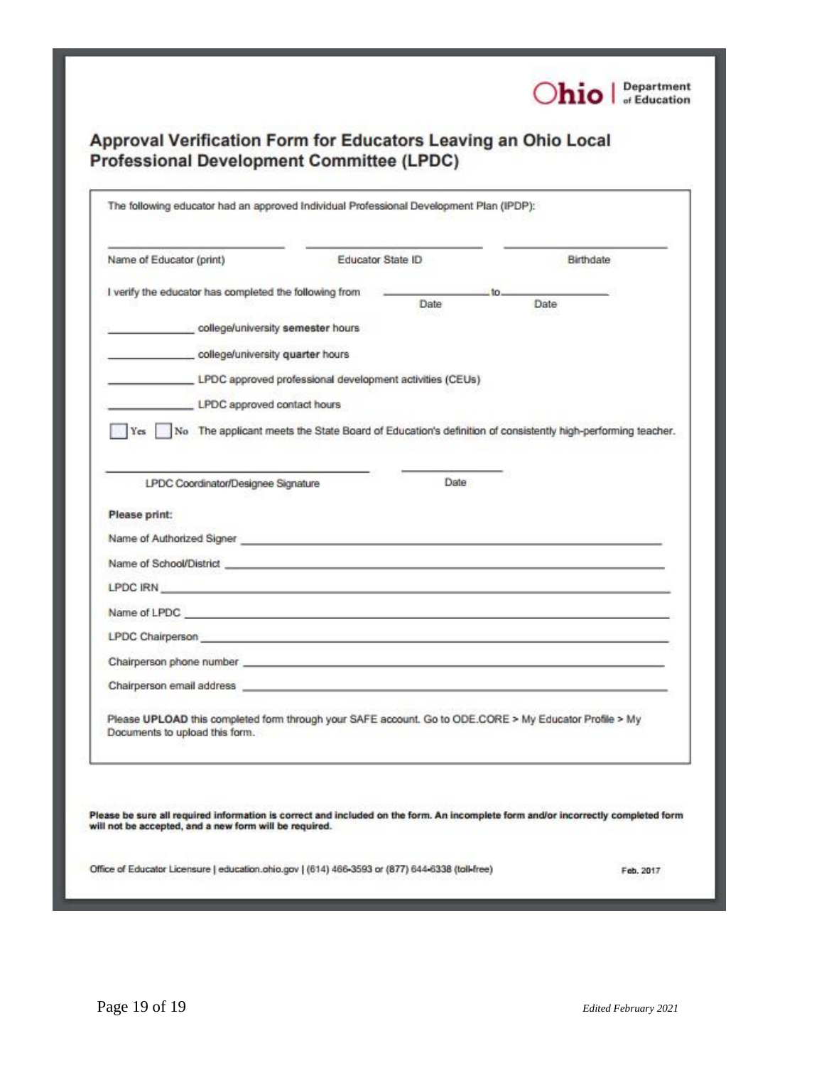Ohio | Department of Education

# Approval Verification Form for Educators Leaving an Ohio Local Professional Development Committee (LPDC)

The following educator had an approved Individual Professional Development Plan (IPDP):

\_\_\_\_\_\_\_\_\_\_\_\_\_\_\_\_\_\_\_\_\_\_\_\_ \_\_\_\_\_\_\_\_\_\_\_\_\_\_\_\_\_\_\_\_\_\_\_\_ \_\_\_\_\_\_\_\_\_\_\_\_\_\_\_\_\_\_\_\_\_\_\_\_

Name of Educator (print) Educator State ID Birthdate

I verify the educator has completed the following from \_\_\_\_\_\_\_\_\_\_\_\_\_\_ to \_\_\_\_\_\_\_\_\_\_\_\_\_\_
Date Date

\_\_\_\_\_\_\_\_\_\_\_\_ college/university **semester** hours

\_\_\_\_\_\_\_\_\_\_\_\_ college/university **quarter** hours

\_\_\_\_\_\_\_\_\_\_\_\_ LPDC approved professional development activities (CEUs)

\_\_\_\_\_\_\_\_\_\_\_\_ LPDC approved contact hours

☐ Yes ☐ No The applicant meets the State Board of Education's definition of consistently high-performing teacher.

\_\_\_\_\_\_\_\_\_\_\_\_\_\_\_\_\_\_\_\_\_\_\_\_\_\_\_\_\_\_ \_\_\_\_\_\_\_\_\_\_\_\_

LPDC Coordinator/Designee Signature Date

**Please print:**

Name of Authorized Signer \_\_\_\_\_\_\_\_\_\_\_\_\_\_\_\_\_\_\_\_\_\_\_\_\_\_\_\_\_\_

Name of School/District \_\_\_\_\_\_\_\_\_\_\_\_\_\_\_\_\_\_\_\_\_\_\_\_\_\_\_\_\_\_

LPDC IRN \_\_\_\_\_\_\_\_\_\_\_\_\_\_\_\_\_\_\_\_\_\_\_\_\_\_\_\_\_\_

Name of LPDC \_\_\_\_\_\_\_\_\_\_\_\_\_\_\_\_\_\_\_\_\_\_\_\_\_\_\_\_\_\_

LPDC Chairperson \_\_\_\_\_\_\_\_\_\_\_\_\_\_\_\_\_\_\_\_\_\_\_\_\_\_\_\_\_\_

Chairperson phone number \_\_\_\_\_\_\_\_\_\_\_\_\_\_\_\_\_\_\_\_\_\_\_\_\_\_\_\_\_\_

Chairperson email address \_\_\_\_\_\_\_\_\_\_\_\_\_\_\_\_\_\_\_\_\_\_\_\_\_\_\_\_\_\_

Please **UPLOAD** this completed form through your SAFE account. Go to ODE.CORE > My Educator Profile > My Documents to upload this form.

**Please be sure all required information is correct and included on the form. An incomplete form and/or incorrectly completed form will not be accepted, and a new form will be required.**

Office of Educator Licensure | education.ohio.gov | (614) 466-3593 or (877) 644-6338 (toll-free)

Feb. 2017

*Edited February 2021*